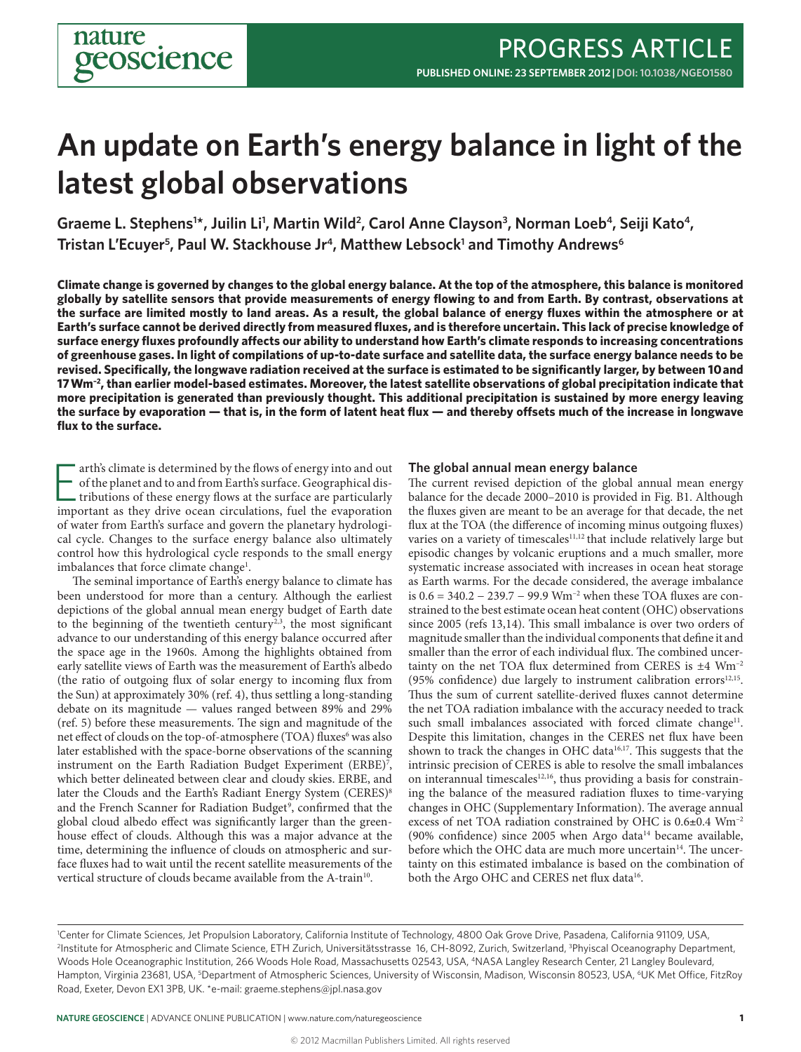# An update on Earth's energy balance in light of the latest global observations

Graeme L. Stephens[1]*, Juilin Li[1], Martin Wild[2], Carol Anne Clayson[3], Norman Loeb[4], Seiji Kato[4], Tristan L'Ecuyer[5], Paul W. Stackhouse Jr[4], Matthew Lebsock[1] and Timothy Andrews[6]

**Climate change is governed by changes to the global energy balance. At the top of the atmosphere, this balance is monitored globally by satellite sensors that provide measurements of energy flowing to and from Earth. By contrast, observations at the surface are limited mostly to land areas. As a result, the global balance of energy fluxes within the atmosphere or at Earth's surface cannot be derived directly from measured fluxes, and is therefore uncertain. This lack of precise knowledge of surface energy fluxes profoundly affects our ability to understand how Earth's climate responds to increasing concentrations of greenhouse gases. In light of compilations of up-to-date surface and satellite data, the surface energy balance needs to be revised. Specifically, the longwave radiation received at the surface is estimated to be significantly larger, by between 10 and 17 Wm$^{-2}$, than earlier model-based estimates. Moreover, the latest satellite observations of global precipitation indicate that more precipitation is generated than previously thought. This additional precipitation is sustained by more energy leaving the surface by evaporation — that is, in the form of latent heat flux — and thereby offsets much of the increase in longwave flux to the surface.**

Earth's climate is determined by the flows of energy into and out of the planet and to and from Earth's surface. Geographical distributions of these energy flows at the surface are particularly important as they drive ocean circulations, fuel the evaporation of water from Earth's surface and govern the planetary hydrological cycle. Changes to the surface energy balance also ultimately control how this hydrological cycle responds to the small energy imbalances that force climate change[1].

The seminal importance of Earth's energy balance to climate has been understood for more than a century. Although the earliest depictions of the global annual mean energy budget of Earth date to the beginning of the twentieth century[2,3], the most significant advance to our understanding of this energy balance occurred after the space age in the 1960s. Among the highlights obtained from early satellite views of Earth was the measurement of Earth's albedo (the ratio of outgoing flux of solar energy to incoming flux from the Sun) at approximately 30% (ref. 4), thus settling a long-standing debate on its magnitude — values ranged between 89% and 29% (ref. 5) before these measurements. The sign and magnitude of the net effect of clouds on the top-of-atmosphere (TOA) fluxes[6] was also later established with the space-borne observations of the scanning instrument on the Earth Radiation Budget Experiment (ERBE)[7], which better delineated between clear and cloudy skies. ERBE, and later the Clouds and the Earth's Radiant Energy System (CERES)[8] and the French Scanner for Radiation Budget[9], confirmed that the global cloud albedo effect was significantly larger than the greenhouse effect of clouds. Although this was a major advance at the time, determining the influence of clouds on atmospheric and surface fluxes had to wait until the recent satellite measurements of the vertical structure of clouds became available from the A-train[10].

## The global annual mean energy balance

The current revised depiction of the global annual mean energy balance for the decade 2000–2010 is provided in Fig. B1. Although the fluxes given are meant to be an average for that decade, the net flux at the TOA (the difference of incoming minus outgoing fluxes) varies on a variety of timescales[11,12] that include relatively large but episodic changes by volcanic eruptions and a much smaller, more systematic increase associated with increases in ocean heat storage as Earth warms. For the decade considered, the average imbalance is 0.6 = 340.2 − 239.7 − 99.9 Wm$^{-2}$ when these TOA fluxes are constrained to the best estimate ocean heat content (OHC) observations since 2005 (refs 13,14). This small imbalance is over two orders of magnitude smaller than the individual components that define it and smaller than the error of each individual flux. The combined uncertainty on the net TOA flux determined from CERES is ±4 Wm$^{-2}$ (95% confidence) due largely to instrument calibration errors[12,15]. Thus the sum of current satellite-derived fluxes cannot determine the net TOA radiation imbalance with the accuracy needed to track such small imbalances associated with forced climate change[11]. Despite this limitation, changes in the CERES net flux have been shown to track the changes in OHC data[16,17]. This suggests that the intrinsic precision of CERES is able to resolve the small imbalances on interannual timescales[12,16], thus providing a basis for constraining the balance of the measured radiation fluxes to time-varying changes in OHC (Supplementary Information). The average annual excess of net TOA radiation constrained by OHC is 0.6±0.4 Wm$^{-2}$ (90% confidence) since 2005 when Argo data[14] became available, before which the OHC data are much more uncertain[14]. The uncertainty on this estimated imbalance is based on the combination of both the Argo OHC and CERES net flux data[16].

[1]Center for Climate Sciences, Jet Propulsion Laboratory, California Institute of Technology, 4800 Oak Grove Drive, Pasadena, California 91109, USA, [2]Institute for Atmospheric and Climate Science, ETH Zurich, Universitätsstrasse 16, CH-8092, Zurich, Switzerland, [3]Phyiscal Oceanography Department, Woods Hole Oceanographic Institution, 266 Woods Hole Road, Massachusetts 02543, USA, [4]NASA Langley Research Center, 21 Langley Boulevard, Hampton, Virginia 23681, USA, [5]Department of Atmospheric Sciences, University of Wisconsin, Madison, Wisconsin 80523, USA, [6]UK Met Office, FitzRoy Road, Exeter, Devon EX1 3PB, UK. *e-mail: graeme.stephens@jpl.nasa.gov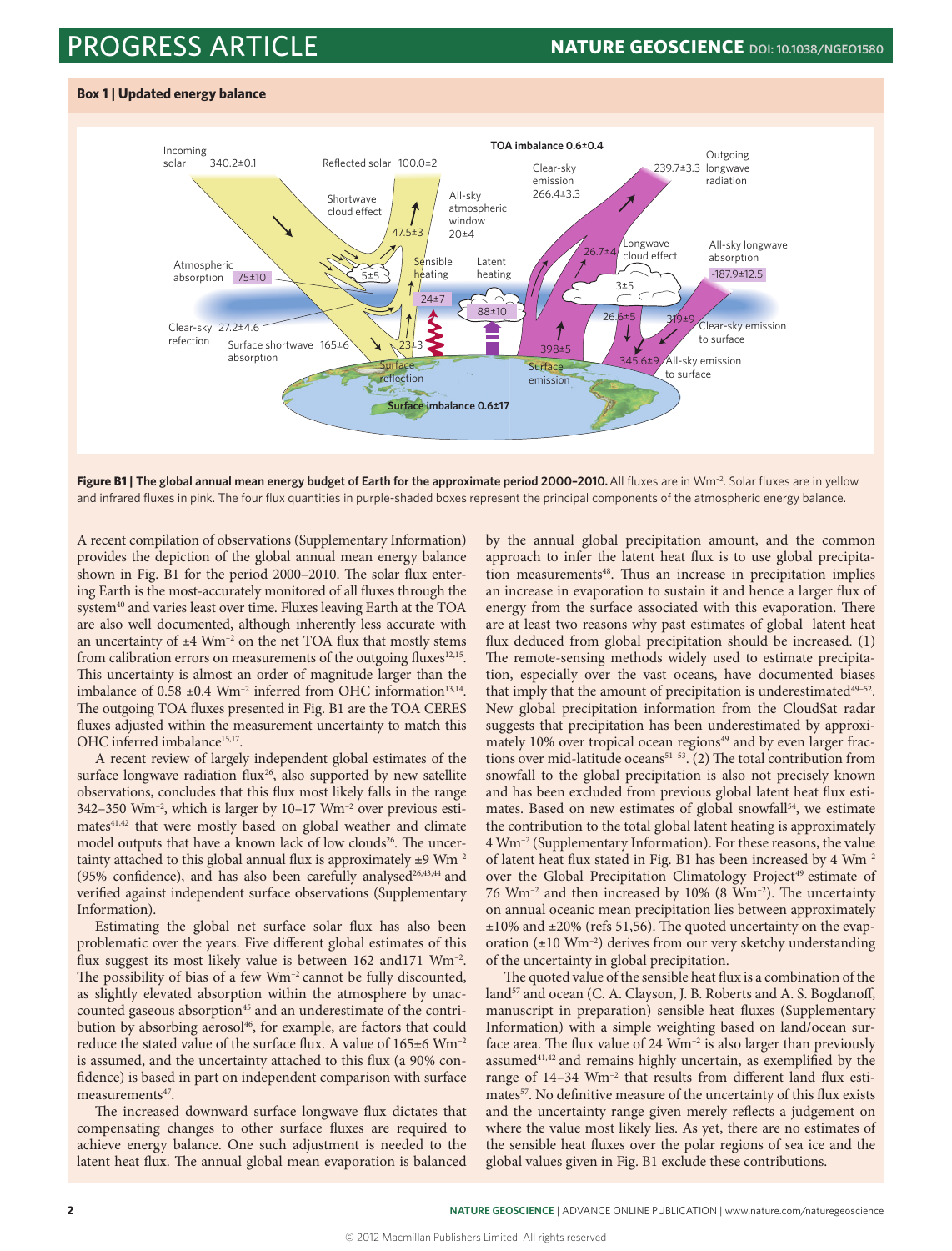## Box 1 | Updated energy balance

**Figure B1 | The global annual mean energy budget of Earth for the approximate period 2000–2010.** All fluxes are in $Wm^{-2}$. Solar fluxes are in yellow and infrared fluxes in pink. The four flux quantities in purple-shaded boxes represent the principal components of the atmospheric energy balance.

A recent compilation of observations (Supplementary Information) provides the depiction of the global annual mean energy balance shown in Fig. B1 for the period 2000–2010. The solar flux entering Earth is the most-accurately monitored of all fluxes through the system[40] and varies least over time. Fluxes leaving Earth at the TOA are also well documented, although inherently less accurate with an uncertainty of $\pm 4$ $Wm^{-2}$ on the net TOA flux that mostly stems from calibration errors on measurements of the outgoing fluxes[12,15]. This uncertainty is almost an order of magnitude larger than the imbalance of 0.58 $\pm 0.4$ $Wm^{-2}$ inferred from OHC information[13,14]. The outgoing TOA fluxes presented in Fig. B1 are the TOA CERES fluxes adjusted within the measurement uncertainty to match this OHC inferred imbalance[15,17].

A recent review of largely independent global estimates of the surface longwave radiation flux[26], also supported by new satellite observations, concludes that this flux most likely falls in the range 342–350 $Wm^{-2}$, which is larger by 10–17 $Wm^{-2}$ over previous estimates[41,42] that were mostly based on global weather and climate model outputs that have a known lack of low clouds[26]. The uncertainty attached to this global annual flux is approximately $\pm 9$ $Wm^{-2}$ (95% confidence), and has also been carefully analysed[26,43,44] and verified against independent surface observations (Supplementary Information).

Estimating the global net surface solar flux has also been problematic over the years. Five different global estimates of this flux suggest its most likely value is between 162 and171 $Wm^{-2}$. The possibility of bias of a few $Wm^{-2}$ cannot be fully discounted, as slightly elevated absorption within the atmosphere by unaccounted gaseous absorption[45] and an underestimate of the contribution by absorbing aerosol[46], for example, are factors that could reduce the stated value of the surface flux. A value of 165$\pm$6 $Wm^{-2}$ is assumed, and the uncertainty attached to this flux (a 90% confidence) is based in part on independent comparison with surface measurements[47].

The increased downward surface longwave flux dictates that compensating changes to other surface fluxes are required to achieve energy balance. One such adjustment is needed to the latent heat flux. The annual global mean evaporation is balanced by the annual global precipitation amount, and the common approach to infer the latent heat flux is to use global precipitation measurements[48]. Thus an increase in precipitation implies an increase in evaporation to sustain it and hence a larger flux of energy from the surface associated with this evaporation. There are at least two reasons why past estimates of global latent heat flux deduced from global precipitation should be increased. (1) The remote-sensing methods widely used to estimate precipitation, especially over the vast oceans, have documented biases that imply that the amount of precipitation is underestimated[49–52]. New global precipitation information from the CloudSat radar suggests that precipitation has been underestimated by approximately 10% over tropical ocean regions[49] and by even larger fractions over mid-latitude oceans[51–53]. (2) The total contribution from snowfall to the global precipitation is also not precisely known and has been excluded from previous global latent heat flux estimates. Based on new estimates of global snowfall[54], we estimate the contribution to the total global latent heating is approximately 4 $Wm^{-2}$ (Supplementary Information). For these reasons, the value of latent heat flux stated in Fig. B1 has been increased by 4 $Wm^{-2}$ over the Global Precipitation Climatology Project[49] estimate of 76 $Wm^{-2}$ and then increased by 10% (8 $Wm^{-2}$). The uncertainty on annual oceanic mean precipitation lies between approximately $\pm$10% and $\pm$20% (refs 51,56). The quoted uncertainty on the evaporation ($\pm$10 $Wm^{-2}$) derives from our very sketchy understanding of the uncertainty in global precipitation.

The quoted value of the sensible heat flux is a combination of the land[57] and ocean (C. A. Clayson, J. B. Roberts and A. S. Bogdanoff, manuscript in preparation) sensible heat fluxes (Supplementary Information) with a simple weighting based on land/ocean surface area. The flux value of 24 $Wm^{-2}$ is also larger than previously assumed[41,42] and remains highly uncertain, as exemplified by the range of 14–34 $Wm^{-2}$ that results from different land flux estimates[57]. No definitive measure of the uncertainty of this flux exists and the uncertainty range given merely reflects a judgement on where the value most likely lies. As yet, there are no estimates of the sensible heat fluxes over the polar regions of sea ice and the global values given in Fig. B1 exclude these contributions.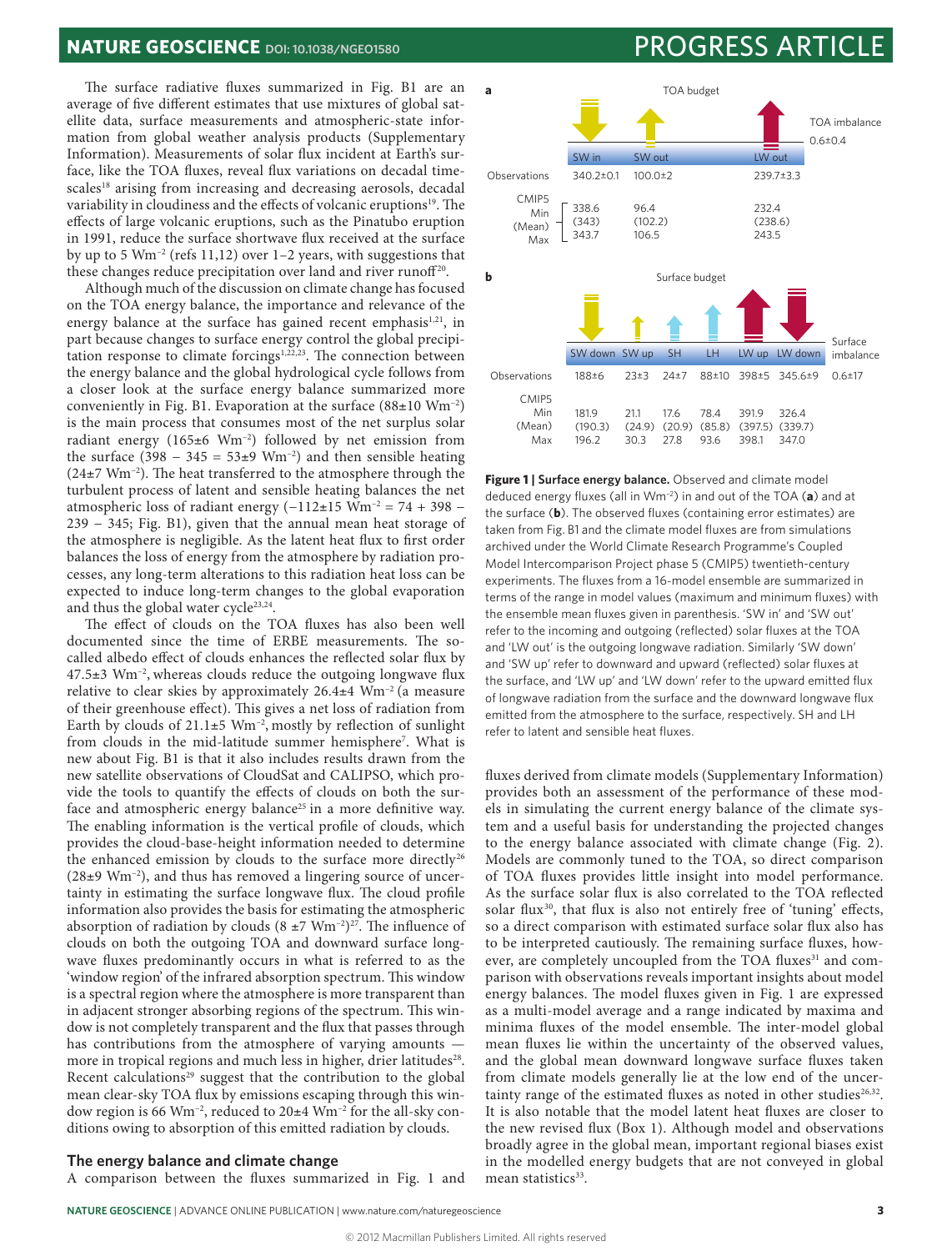The surface radiative fluxes summarized in Fig. B1 are an average of five different estimates that use mixtures of global satellite data, surface measurements and atmospheric-state information from global weather analysis products (Supplementary Information). Measurements of solar flux incident at Earth's surface, like the TOA fluxes, reveal flux variations on decadal timescales[18] arising from increasing and decreasing aerosols, decadal variability in cloudiness and the effects of volcanic eruptions[19]. The effects of large volcanic eruptions, such as the Pinatubo eruption in 1991, reduce the surface shortwave flux received at the surface by up to 5 $Wm^{-2}$ (refs 11,12) over 1–2 years, with suggestions that these changes reduce precipitation over land and river runoff[20].

Although much of the discussion on climate change has focused on the TOA energy balance, the importance and relevance of the energy balance at the surface has gained recent emphasis[1,21], in part because changes to surface energy control the global precipitation response to climate forcings[1,22,23]. The connection between the energy balance and the global hydrological cycle follows from a closer look at the surface energy balance summarized more conveniently in Fig. B1. Evaporation at the surface (88±10 $Wm^{-2}$) is the main process that consumes most of the net surplus solar radiant energy (165±6 $Wm^{-2}$) followed by net emission from the surface (398 − 345 = 53±9 $Wm^{-2}$) and then sensible heating (24±7 $Wm^{-2}$). The heat transferred to the atmosphere through the turbulent process of latent and sensible heating balances the net atmospheric loss of radiant energy (−112±15 $Wm^{-2}$ = 74 + 398 − 239 − 345; Fig. B1), given that the annual mean heat storage of the atmosphere is negligible. As the latent heat flux to first order balances the loss of energy from the atmosphere by radiation processes, any long-term alterations to this radiation heat loss can be expected to induce long-term changes to the global evaporation and thus the global water cycle[23,24].

The effect of clouds on the TOA fluxes has also been well documented since the time of ERBE measurements. The so-called albedo effect of clouds enhances the reflected solar flux by 47.5±3 $Wm^{-2}$, whereas clouds reduce the outgoing longwave flux relative to clear skies by approximately 26.4±4 $Wm^{-2}$ (a measure of their greenhouse effect). This gives a net loss of radiation from Earth by clouds of 21.1±5 $Wm^{-2}$, mostly by reflection of sunlight from clouds in the mid-latitude summer hemisphere[7]. What is new about Fig. B1 is that it also includes results drawn from the new satellite observations of CloudSat and CALIPSO, which provide the tools to quantify the effects of clouds on both the surface and atmospheric energy balance[25] in a more definitive way. The enabling information is the vertical profile of clouds, which provides the cloud-base-height information needed to determine the enhanced emission by clouds to the surface more directly[26] (28±9 $Wm^{-2}$), and thus has removed a lingering source of uncertainty in estimating the surface longwave flux. The cloud profile information also provides the basis for estimating the atmospheric absorption of radiation by clouds (8 ±7 $Wm^{-2}$)[27]. The influence of clouds on both the outgoing TOA and downward surface longwave fluxes predominantly occurs in what is referred to as the 'window region' of the infrared absorption spectrum. This window is a spectral region where the atmosphere is more transparent than in adjacent stronger absorbing regions of the spectrum. This window is not completely transparent and the flux that passes through has contributions from the atmosphere of varying amounts — more in tropical regions and much less in higher, drier latitudes[28]. Recent calculations[29] suggest that the contribution to the global mean clear-sky TOA flux by emissions escaping through this window region is 66 $Wm^{-2}$, reduced to 20±4 $Wm^{-2}$ for the all-sky conditions owing to absorption of this emitted radiation by clouds.

## The energy balance and climate change

A comparison between the fluxes summarized in Fig. 1 and fluxes derived from climate models (Supplementary Information) provides both an assessment of the performance of these models in simulating the current energy balance of the climate system and a useful basis for understanding the projected changes to the energy balance associated with climate change (Fig. 2). Models are commonly tuned to the TOA, so direct comparison of TOA fluxes provides little insight into model performance. As the surface solar flux is also correlated to the TOA reflected solar flux[30], that flux is also not entirely free of 'tuning' effects, so a direct comparison with estimated surface solar flux also has to be interpreted cautiously. The remaining surface fluxes, however, are completely uncoupled from the TOA fluxes[31] and comparison with observations reveals important insights about model energy balances. The model fluxes given in Fig. 1 are expressed as a multi-model average and a range indicated by maxima and minima fluxes of the model ensemble. The inter-model global mean fluxes lie within the uncertainty of the observed values, and the global mean downward longwave surface fluxes taken from climate models generally lie at the low end of the uncertainty range of the estimated fluxes as noted in other studies[26,32]. It is also notable that the model latent heat fluxes are closer to the new revised flux (Box 1). Although model and observations broadly agree in the global mean, important regional biases exist in the modelled energy budgets that are not conveyed in global mean statistics[33].

**a** TOA budget

| | SW in | SW out | LW out | TOA imbalance |
|---|---|---|---|---|
| Observations | 340.2±0.1 | 100.0±2 | 239.7±3.3 | 0.6±0.4 |
| CMIP5 Min | 338.6 | 96.4 | 232.4 | |
| (Mean) | (343) | (102.2) | (238.6) | |
| Max | 343.7 | 106.5 | 243.5 | |

**b** Surface budget

| | SW down | SW up | SH | LH | LW up | LW down | Surface imbalance |
|---|---|---|---|---|---|---|---|
| Observations | 188±6 | 23±3 | 24±7 | 88±10 | 398±5 | 345.6±9 | 0.6±17 |
| CMIP5 Min | 181.9 | 21.1 | 17.6 | 78.4 | 391.9 | 326.4 | |
| (Mean) | (190.3) | (24.9) | (20.9) | (85.8) | (397.5) | (339.7) | |
| Max | 196.2 | 30.3 | 27.8 | 93.6 | 398.1 | 347.0 | |

**Figure 1 | Surface energy balance.** Observed and climate model deduced energy fluxes (all in $Wm^{-2}$) in and out of the TOA (**a**) and at the surface (**b**). The observed fluxes (containing error estimates) are taken from Fig. B1 and the climate model fluxes are from simulations archived under the World Climate Research Programme's Coupled Model Intercomparison Project phase 5 (CMIP5) twentieth-century experiments. The fluxes from a 16-model ensemble are summarized in terms of the range in model values (maximum and minimum fluxes) with the ensemble mean fluxes given in parenthesis. 'SW in' and 'SW out' refer to the incoming and outgoing (reflected) solar fluxes at the TOA and 'LW out' is the outgoing longwave radiation. Similarly 'SW down' and 'SW up' refer to downward and upward (reflected) solar fluxes at the surface, and 'LW up' and 'LW down' refer to the upward emitted flux of longwave radiation from the surface and the downward longwave flux emitted from the atmosphere to the surface, respectively. SH and LH refer to latent and sensible heat fluxes.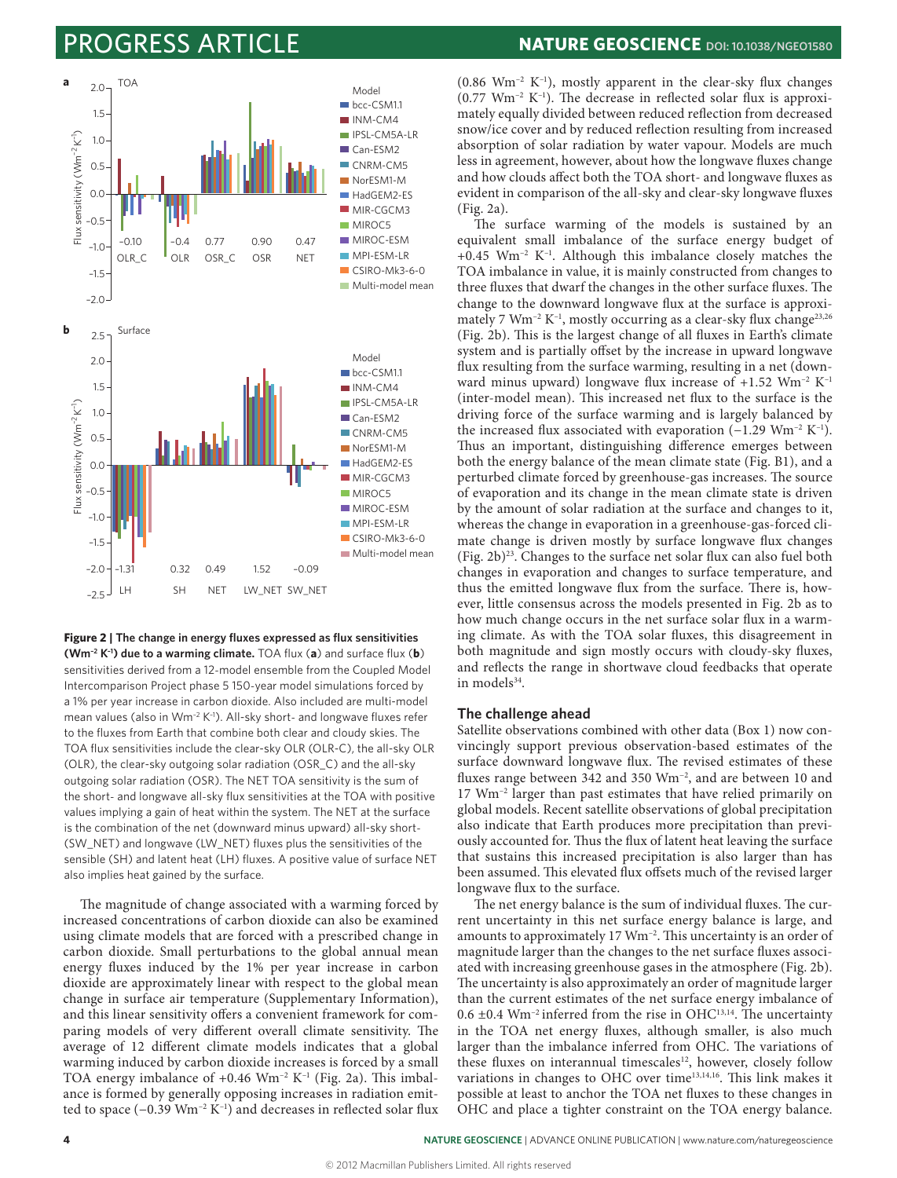**Figure 2 | The change in energy fluxes expressed as flux sensitivities (Wm$^{-2}$ K$^{-1}$) due to a warming climate.** TOA flux (**a**) and surface flux (**b**) sensitivities derived from a 12-model ensemble from the Coupled Model Intercomparison Project phase 5 150-year model simulations forced by a 1% per year increase in carbon dioxide. Also included are multi-model mean values (also in Wm$^{-2}$ K$^{-1}$). All-sky short- and longwave fluxes refer to the fluxes from Earth that combine both clear and cloudy skies. The TOA flux sensitivities include the clear-sky OLR (OLR-C), the all-sky OLR (OLR), the clear-sky outgoing solar radiation (OSR_C) and the all-sky outgoing solar radiation (OSR). The NET TOA sensitivity is the sum of the short- and longwave all-sky flux sensitivities at the TOA with positive values implying a gain of heat within the system. The NET at the surface is the combination of the net (downward minus upward) all-sky short- (SW_NET) and longwave (LW_NET) fluxes plus the sensitivities of the sensible (SH) and latent heat (LH) fluxes. A positive value of surface NET also implies heat gained by the surface.

The magnitude of change associated with a warming forced by increased concentrations of carbon dioxide can also be examined using climate models that are forced with a prescribed change in carbon dioxide. Small perturbations to the global annual mean energy fluxes induced by the 1% per year increase in carbon dioxide are approximately linear with respect to the global mean change in surface air temperature (Supplementary Information), and this linear sensitivity offers a convenient framework for comparing models of very different overall climate sensitivity. The average of 12 different climate models indicates that a global warming induced by carbon dioxide increases is forced by a small TOA energy imbalance of +0.46 Wm$^{-2}$ K$^{-1}$ (Fig. 2a). This imbalance is formed by generally opposing increases in radiation emitted to space (−0.39 Wm$^{-2}$ K$^{-1}$) and decreases in reflected solar flux (0.86 Wm$^{-2}$ K$^{-1}$), mostly apparent in the clear-sky flux changes (0.77 Wm$^{-2}$ K$^{-1}$). The decrease in reflected solar flux is approximately equally divided between reduced reflection from decreased snow/ice cover and by reduced reflection resulting from increased absorption of solar radiation by water vapour. Models are much less in agreement, however, about how the longwave fluxes change and how clouds affect both the TOA short- and longwave fluxes as evident in comparison of the all-sky and clear-sky longwave fluxes (Fig. 2a).

The surface warming of the models is sustained by an equivalent small imbalance of the surface energy budget of +0.45 Wm$^{-2}$ K$^{-1}$. Although this imbalance closely matches the TOA imbalance in value, it is mainly constructed from changes to three fluxes that dwarf the changes in the other surface fluxes. The change to the downward longwave flux at the surface is approximately 7 Wm$^{-2}$ K$^{-1}$, mostly occurring as a clear-sky flux change[23,26] (Fig. 2b). This is the largest change of all fluxes in Earth's climate system and is partially offset by the increase in upward longwave flux resulting from the surface warming, resulting in a net (downward minus upward) longwave flux increase of +1.52 Wm$^{-2}$ K$^{-1}$ (inter-model mean). This increased net flux to the surface is the driving force of the surface warming and is largely balanced by the increased flux associated with evaporation (−1.29 Wm$^{-2}$ K$^{-1}$). Thus an important, distinguishing difference emerges between both the energy balance of the mean climate state (Fig. B1), and a perturbed climate forced by greenhouse-gas increases. The source of evaporation and its change in the mean climate state is driven by the amount of solar radiation at the surface and changes to it, whereas the change in evaporation in a greenhouse-gas-forced climate change is driven mostly by surface longwave flux changes (Fig. 2b)[23]. Changes to the surface net solar flux can also fuel both changes in evaporation and changes to surface temperature, and thus the emitted longwave flux from the surface. There is, however, little consensus across the models presented in Fig. 2b as to how much change occurs in the net surface solar flux in a warming climate. As with the TOA solar fluxes, this disagreement in both magnitude and sign mostly occurs with cloudy-sky fluxes, and reflects the range in shortwave cloud feedbacks that operate in models[34].

## The challenge ahead

Satellite observations combined with other data (Box 1) now convincingly support previous observation-based estimates of the surface downward longwave flux. The revised estimates of these fluxes range between 342 and 350 Wm$^{-2}$, and are between 10 and 17 Wm$^{-2}$ larger than past estimates that have relied primarily on global models. Recent satellite observations of global precipitation also indicate that Earth produces more precipitation than previously accounted for. Thus the flux of latent heat leaving the surface that sustains this increased precipitation is also larger than has been assumed. This elevated flux offsets much of the revised larger longwave flux to the surface.

The net energy balance is the sum of individual fluxes. The current uncertainty in this net surface energy balance is large, and amounts to approximately 17 Wm$^{-2}$. This uncertainty is an order of magnitude larger than the changes to the net surface fluxes associated with increasing greenhouse gases in the atmosphere (Fig. 2b). The uncertainty is also approximately an order of magnitude larger than the current estimates of the net surface energy imbalance of 0.6 ±0.4 Wm$^{-2}$ inferred from the rise in OHC[13,14]. The uncertainty in the TOA net energy fluxes, although smaller, is also much larger than the imbalance inferred from OHC. The variations of these fluxes on interannual timescales[12], however, closely follow variations in changes to OHC over time[13,14,16]. This link makes it possible at least to anchor the TOA net fluxes to these changes in OHC and place a tighter constraint on the TOA energy balance.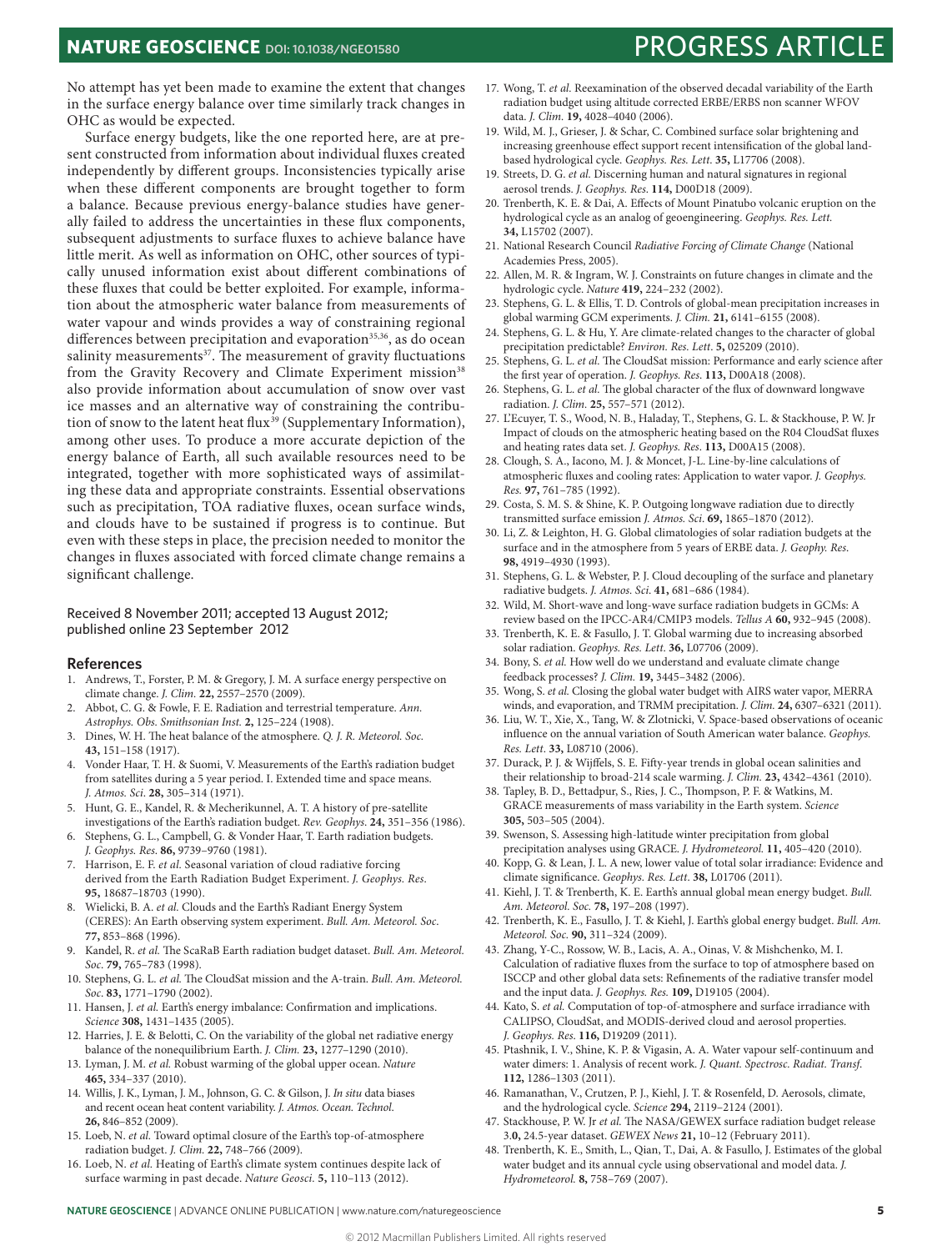No attempt has yet been made to examine the extent that changes in the surface energy balance over time similarly track changes in OHC as would be expected.

Surface energy budgets, like the one reported here, are at present constructed from information about individual fluxes created independently by different groups. Inconsistencies typically arise when these different components are brought together to form a balance. Because previous energy-balance studies have generally failed to address the uncertainties in these flux components, subsequent adjustments to surface fluxes to achieve balance have little merit. As well as information on OHC, other sources of typically unused information exist about different combinations of these fluxes that could be better exploited. For example, information about the atmospheric water balance from measurements of water vapour and winds provides a way of constraining regional differences between precipitation and evaporation[35,36], as do ocean salinity measurements[37]. The measurement of gravity fluctuations from the Gravity Recovery and Climate Experiment mission[38] also provide information about accumulation of snow over vast ice masses and an alternative way of constraining the contribution of snow to the latent heat flux[39] (Supplementary Information), among other uses. To produce a more accurate depiction of the energy balance of Earth, all such available resources need to be integrated, together with more sophisticated ways of assimilating these data and appropriate constraints. Essential observations such as precipitation, TOA radiative fluxes, ocean surface winds, and clouds have to be sustained if progress is to continue. But even with these steps in place, the precision needed to monitor the changes in fluxes associated with forced climate change remains a significant challenge.

Received 8 November 2011; accepted 13 August 2012; published online 23 September 2012

## References

1. Andrews, T., Forster, P. M. & Gregory, J. M. A surface energy perspective on climate change. *J. Clim.* **22,** 2557–2570 (2009).
2. Abbot, C. G. & Fowle, F. E. Radiation and terrestrial temperature. *Ann. Astrophys. Obs. Smithsonian Inst.* **2,** 125–224 (1908).
3. Dines, W. H. The heat balance of the atmosphere. *Q. J. R. Meteorol. Soc.* **43,** 151–158 (1917).
4. Vonder Haar, T. H. & Suomi, V. Measurements of the Earth's radiation budget from satellites during a 5 year period. I. Extended time and space means. *J. Atmos. Sci.* **28,** 305–314 (1971).
5. Hunt, G. E., Kandel, R. & Mecherikunnel, A. T. A history of pre-satellite investigations of the Earth's radiation budget. *Rev. Geophys.* **24,** 351–356 (1986).
6. Stephens, G. L., Campbell, G. & Vonder Haar, T. Earth radiation budgets. *J. Geophys. Res.* **86,** 9739–9760 (1981).
7. Harrison, E. F. *et al.* Seasonal variation of cloud radiative forcing derived from the Earth Radiation Budget Experiment. *J. Geophys. Res.* **95,** 18687–18703 (1990).
8. Wielicki, B. A. *et al.* Clouds and the Earth's Radiant Energy System (CERES): An Earth observing system experiment. *Bull. Am. Meteorol. Soc.* **77,** 853–868 (1996).
9. Kandel, R. *et al.* The ScaRaB Earth radiation budget dataset. *Bull. Am. Meteorol. Soc.* **79,** 765–783 (1998).
10. Stephens, G. L. *et al.* The CloudSat mission and the A-train. *Bull. Am. Meteorol. Soc.* **83,** 1771–1790 (2002).
11. Hansen, J. *et al.* Earth's energy imbalance: Confirmation and implications. *Science* **308,** 1431–1435 (2005).
12. Harries, J. E. & Belotti, C. On the variability of the global net radiative energy balance of the nonequilibrium Earth. *J. Clim.* **23,** 1277–1290 (2010).
13. Lyman, J. M. *et al.* Robust warming of the global upper ocean. *Nature* **465,** 334–337 (2010).
14. Willis, J. K., Lyman, J. M., Johnson, G. C. & Gilson, J. *In situ* data biases and recent ocean heat content variability. *J. Atmos. Ocean. Technol.* **26,** 846–852 (2009).
15. Loeb, N. *et al.* Toward optimal closure of the Earth's top-of-atmosphere radiation budget. *J. Clim.* **22,** 748–766 (2009).
16. Loeb, N. *et al.* Heating of Earth's climate system continues despite lack of surface warming in past decade. *Nature Geosci.* **5,** 110–113 (2012).
17. Wong, T. *et al.* Reexamination of the observed decadal variability of the Earth radiation budget using altitude corrected ERBE/ERBS non scanner WFOV data. *J. Clim.* **19,** 4028–4040 (2006).
19. Wild, M. J., Grieser, J. & Schar, C. Combined surface solar brightening and increasing greenhouse effect support recent intensification of the global land-based hydrological cycle. *Geophys. Res. Lett.* **35,** L17706 (2008).
19. Streets, D. G. *et al.* Discerning human and natural signatures in regional aerosol trends. *J. Geophys. Res.* **114,** D00D18 (2009).
20. Trenberth, K. E. & Dai, A. Effects of Mount Pinatubo volcanic eruption on the hydrological cycle as an analog of geoengineering. *Geophys. Res. Lett.* **34,** L15702 (2007).
21. National Research Council *Radiative Forcing of Climate Change* (National Academies Press, 2005).
22. Allen, M. R. & Ingram, W. J. Constraints on future changes in climate and the hydrologic cycle. *Nature* **419,** 224–232 (2002).
23. Stephens, G. L. & Ellis, T. D. Controls of global-mean precipitation increases in global warming GCM experiments. *J. Clim.* **21,** 6141–6155 (2008).
24. Stephens, G. L. & Hu, Y. Are climate-related changes to the character of global precipitation predictable? *Environ. Res. Lett.* **5,** 025209 (2010).
25. Stephens, G. L. *et al.* The CloudSat mission: Performance and early science after the first year of operation. *J. Geophys. Res.* **113,** D00A18 (2008).
26. Stephens, G. L. *et al.* The global character of the flux of downward longwave radiation. *J. Clim.* **25,** 557–571 (2012).
27. L'Ecuyer, T. S., Wood, N. B., Haladay, T., Stephens, G. L. & Stackhouse, P. W. Jr Impact of clouds on the atmospheric heating based on the R04 CloudSat fluxes and heating rates data set. *J. Geophys. Res.* **113,** D00A15 (2008).
28. Clough, S. A., Iacono, M. J. & Moncet, J-L. Line-by-line calculations of atmospheric fluxes and cooling rates: Application to water vapor. *J. Geophys. Res.* **97,** 761–785 (1992).
29. Costa, S. M. S. & Shine, K. P. Outgoing longwave radiation due to directly transmitted surface emission *J. Atmos. Sci.* **69,** 1865–1870 (2012).
30. Li, Z. & Leighton, H. G. Global climatologies of solar radiation budgets at the surface and in the atmosphere from 5 years of ERBE data. *J. Geophy. Res.* **98,** 4919–4930 (1993).
31. Stephens, G. L. & Webster, P. J. Cloud decoupling of the surface and planetary radiative budgets. *J. Atmos. Sci.* **41,** 681–686 (1984).
32. Wild, M. Short-wave and long-wave surface radiation budgets in GCMs: A review based on the IPCC-AR4/CMIP3 models. *Tellus A* **60,** 932–945 (2008).
33. Trenberth, K. E. & Fasullo, J. T. Global warming due to increasing absorbed solar radiation. *Geophys. Res. Lett.* **36,** L07706 (2009).
34. Bony, S. *et al.* How well do we understand and evaluate climate change feedback processes? *J. Clim.* **19,** 3445–3482 (2006).
35. Wong, S. *et al.* Closing the global water budget with AIRS water vapor, MERRA winds, and evaporation, and TRMM precipitation. *J. Clim.* **24,** 6307–6321 (2011).
36. Liu, W. T., Xie, X., Tang, W. & Zlotnicki, V. Space-based observations of oceanic influence on the annual variation of South American water balance. *Geophys. Res. Lett.* **33,** L08710 (2006).
37. Durack, P. J. & Wijffels, S. E. Fifty-year trends in global ocean salinities and their relationship to broad-214 scale warming. *J. Clim.* **23,** 4342–4361 (2010).
38. Tapley, B. D., Bettadpur, S., Ries, J. C., Thompson, P. F. & Watkins, M. GRACE measurements of mass variability in the Earth system. *Science* **305,** 503–505 (2004).
39. Swenson, S. Assessing high-latitude winter precipitation from global precipitation analyses using GRACE. *J. Hydrometeorol.* **11,** 405–420 (2010).
40. Kopp, G. & Lean, J. L. A new, lower value of total solar irradiance: Evidence and climate significance. *Geophys. Res. Lett.* **38,** L01706 (2011).
41. Kiehl, J. T. & Trenberth, K. E. Earth's annual global mean energy budget. *Bull. Am. Meteorol. Soc.* **78,** 197–208 (1997).
42. Trenberth, K. E., Fasullo, J. T. & Kiehl, J. Earth's global energy budget. *Bull. Am. Meteorol. Soc.* **90,** 311–324 (2009).
43. Zhang, Y-C., Rossow, W. B., Lacis, A. A., Oinas, V. & Mishchenko, M. I. Calculation of radiative fluxes from the surface to top of atmosphere based on ISCCP and other global data sets: Refinements of the radiative transfer model and the input data. *J. Geophys. Res.* **109,** D19105 (2004).
44. Kato, S. *et al.* Computation of top-of-atmosphere and surface irradiance with CALIPSO, CloudSat, and MODIS-derived cloud and aerosol properties. *J. Geophys. Res.* **116,** D19209 (2011).
45. Ptashnik, I. V., Shine, K. P. & Vigasin, A. A. Water vapour self-continuum and water dimers: 1. Analysis of recent work. *J. Quant. Spectrosc. Radiat. Transf.* **112,** 1286–1303 (2011).
46. Ramanathan, V., Crutzen, P. J., Kiehl, J. T. & Rosenfeld, D. Aerosols, climate, and the hydrological cycle. *Science* **294,** 2119–2124 (2001).
47. Stackhouse, P. W. Jr *et al.* The NASA/GEWEX surface radiation budget release 3.0, 24.5-year dataset. *GEWEX News* **21,** 10–12 (February 2011).
48. Trenberth, K. E., Smith, L., Qian, T., Dai, A. & Fasullo, J. Estimates of the global water budget and its annual cycle using observational and model data. *J. Hydrometeorol.* **8,** 758–769 (2007).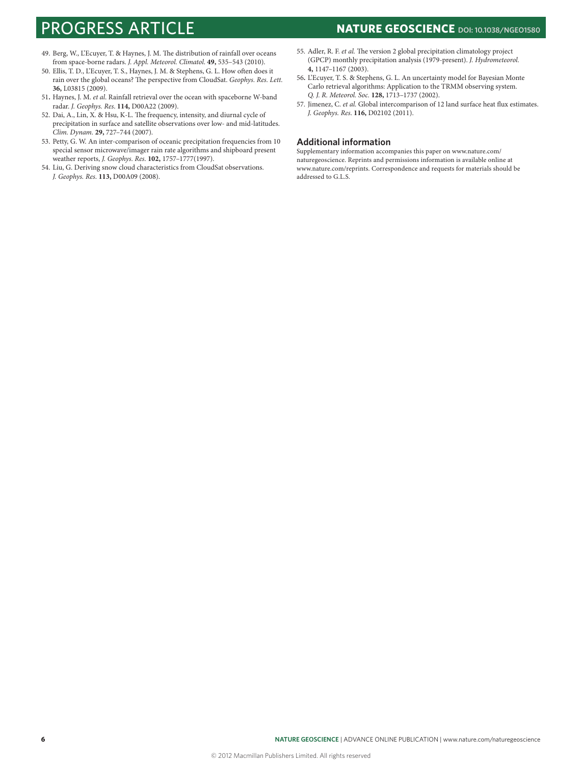49. Berg, W., L'Ecuyer, T. & Haynes, J. M. The distribution of rainfall over oceans from space-borne radars. *J. Appl. Meteorol. Climatol.* **49,** 535–543 (2010).
50. Ellis, T. D., L'Ecuyer, T. S., Haynes, J. M. & Stephens, G. L. How often does it rain over the global oceans? The perspective from CloudSat. *Geophys. Res. Lett.* **36,** L03815 (2009).
51. Haynes, J. M. *et al.* Rainfall retrieval over the ocean with spaceborne W-band radar. *J. Geophys. Res.* **114,** D00A22 (2009).
52. Dai, A., Lin, X. & Hsu, K-L. The frequency, intensity, and diurnal cycle of precipitation in surface and satellite observations over low- and mid-latitudes. *Clim. Dynam.* **29,** 727–744 (2007).
53. Petty, G. W. An inter-comparison of oceanic precipitation frequencies from 10 special sensor microwave/imager rain rate algorithms and shipboard present weather reports, *J. Geophys. Res.* **102,** 1757–1777(1997).
54. Liu, G. Deriving snow cloud characteristics from CloudSat observations. *J. Geophys. Res.* **113,** D00A09 (2008).
55. Adler, R. F. *et al.* The version 2 global precipitation climatology project (GPCP) monthly precipitation analysis (1979-present). *J. Hydrometeorol.* **4,** 1147–1167 (2003).
56. L'Ecuyer, T. S. & Stephens, G. L. An uncertainty model for Bayesian Monte Carlo retrieval algorithms: Application to the TRMM observing system. *Q. J. R. Meteorol. Soc.* **128,** 1713–1737 (2002).
57. Jimenez, C. *et al.* Global intercomparison of 12 land surface heat flux estimates. *J. Geophys. Res.* **116,** D02102 (2011).

## Additional information

Supplementary information accompanies this paper on www.nature.com/naturegeoscience. Reprints and permissions information is available online at www.nature.com/reprints. Correspondence and requests for materials should be addressed to G.L.S.

© 2012 Macmillan Publishers Limited. All rights reserved